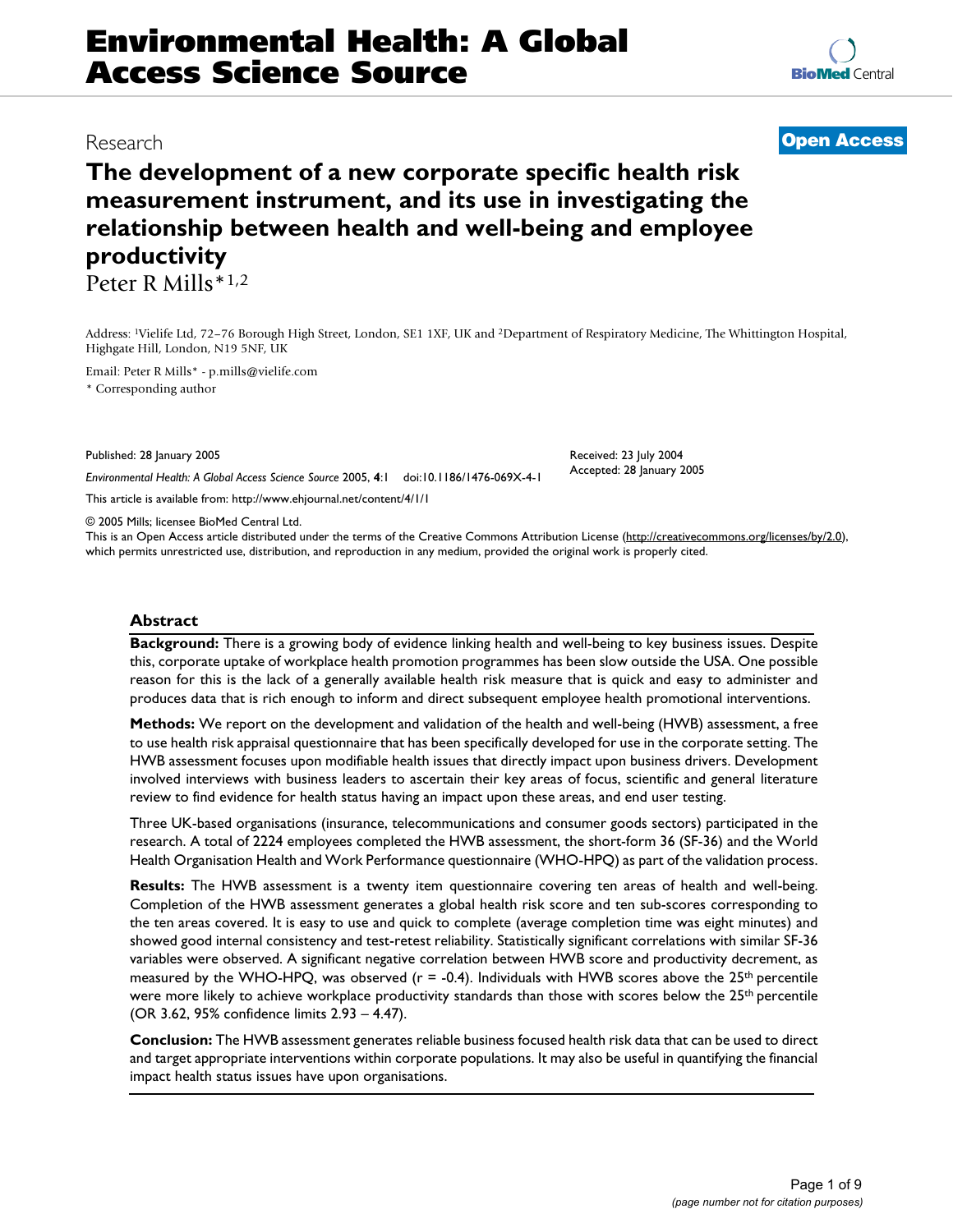# Environmental Health: A Global Access Science Source

Research

**Open Access**

## The development of a new corporate specific health risk measurement instrument, and its use in investigating the relationship between health and well-being and employee productivity

Peter R Mills*[1,2]

Address: [1]Vielife Ltd, 72–76 Borough High Street, London, SE1 1XF, UK and [2]Department of Respiratory Medicine, The Whittington Hospital, Highgate Hill, London, N19 5NF, UK

Email: Peter R Mills* - p.mills@vielife.com

* Corresponding author

Published: 28 January 2005

*Environmental Health: A Global Access Science Source* 2005, **4**:1 doi:10.1186/1476-069X-4-1

Received: 23 July 2004
Accepted: 28 January 2005

This article is available from: http://www.ehjournal.net/content/4/1/1

© 2005 Mills; licensee BioMed Central Ltd.

This is an Open Access article distributed under the terms of the Creative Commons Attribution License (http://creativecommons.org/licenses/by/2.0), which permits unrestricted use, distribution, and reproduction in any medium, provided the original work is properly cited.

### Abstract

**Background:** There is a growing body of evidence linking health and well-being to key business issues. Despite this, corporate uptake of workplace health promotion programmes has been slow outside the USA. One possible reason for this is the lack of a generally available health risk measure that is quick and easy to administer and produces data that is rich enough to inform and direct subsequent employee health promotional interventions.

**Methods:** We report on the development and validation of the health and well-being (HWB) assessment, a free to use health risk appraisal questionnaire that has been specifically developed for use in the corporate setting. The HWB assessment focuses upon modifiable health issues that directly impact upon business drivers. Development involved interviews with business leaders to ascertain their key areas of focus, scientific and general literature review to find evidence for health status having an impact upon these areas, and end user testing.

Three UK-based organisations (insurance, telecommunications and consumer goods sectors) participated in the research. A total of 2224 employees completed the HWB assessment, the short-form 36 (SF-36) and the World Health Organisation Health and Work Performance questionnaire (WHO-HPQ) as part of the validation process.

**Results:** The HWB assessment is a twenty item questionnaire covering ten areas of health and well-being. Completion of the HWB assessment generates a global health risk score and ten sub-scores corresponding to the ten areas covered. It is easy to use and quick to complete (average completion time was eight minutes) and showed good internal consistency and test-retest reliability. Statistically significant correlations with similar SF-36 variables were observed. A significant negative correlation between HWB score and productivity decrement, as measured by the WHO-HPQ, was observed ($r = -0.4$). Individuals with HWB scores above the 25$^{th}$ percentile were more likely to achieve workplace productivity standards than those with scores below the 25$^{th}$ percentile (OR 3.62, 95% confidence limits 2.93 – 4.47).

**Conclusion:** The HWB assessment generates reliable business focused health risk data that can be used to direct and target appropriate interventions within corporate populations. It may also be useful in quantifying the financial impact health status issues have upon organisations.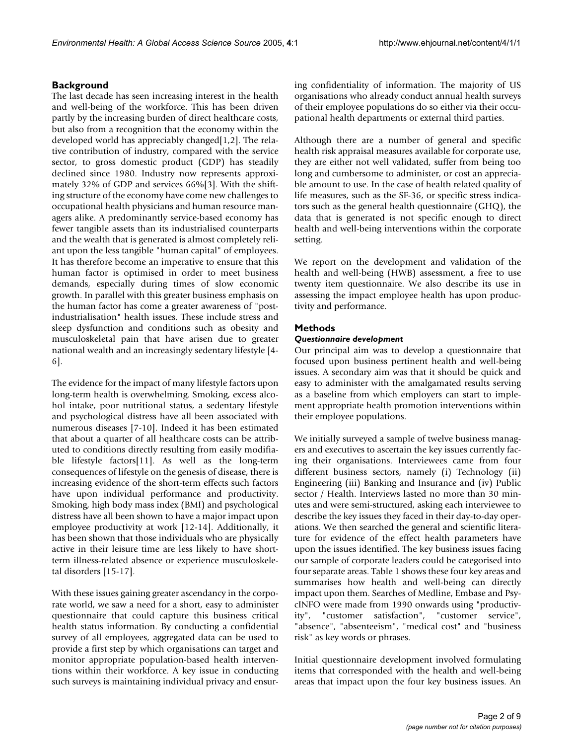## Background

The last decade has seen increasing interest in the health and well-being of the workforce. This has been driven partly by the increasing burden of direct healthcare costs, but also from a recognition that the economy within the developed world has appreciably changed[1,2]. The relative contribution of industry, compared with the service sector, to gross domestic product (GDP) has steadily declined since 1980. Industry now represents approximately 32% of GDP and services 66%[3]. With the shifting structure of the economy have come new challenges to occupational health physicians and human resource managers alike. A predominantly service-based economy has fewer tangible assets than its industrialised counterparts and the wealth that is generated is almost completely reliant upon the less tangible "human capital" of employees. It has therefore become an imperative to ensure that this human factor is optimised in order to meet business demands, especially during times of slow economic growth. In parallel with this greater business emphasis on the human factor has come a greater awareness of "post-industrialisation" health issues. These include stress and sleep dysfunction and conditions such as obesity and musculoskeletal pain that have arisen due to greater national wealth and an increasingly sedentary lifestyle [4-6].

The evidence for the impact of many lifestyle factors upon long-term health is overwhelming. Smoking, excess alcohol intake, poor nutritional status, a sedentary lifestyle and psychological distress have all been associated with numerous diseases [7-10]. Indeed it has been estimated that about a quarter of all healthcare costs can be attributed to conditions directly resulting from easily modifiable lifestyle factors[11]. As well as the long-term consequences of lifestyle on the genesis of disease, there is increasing evidence of the short-term effects such factors have upon individual performance and productivity. Smoking, high body mass index (BMI) and psychological distress have all been shown to have a major impact upon employee productivity at work [12-14]. Additionally, it has been shown that those individuals who are physically active in their leisure time are less likely to have short-term illness-related absence or experience musculoskeletal disorders [15-17].

With these issues gaining greater ascendancy in the corporate world, we saw a need for a short, easy to administer questionnaire that could capture this business critical health status information. By conducting a confidential survey of all employees, aggregated data can be used to provide a first step by which organisations can target and monitor appropriate population-based health interventions within their workforce. A key issue in conducting such surveys is maintaining individual privacy and ensuring confidentiality of information. The majority of US organisations who already conduct annual health surveys of their employee populations do so either via their occupational health departments or external third parties.

Although there are a number of general and specific health risk appraisal measures available for corporate use, they are either not well validated, suffer from being too long and cumbersome to administer, or cost an appreciable amount to use. In the case of health related quality of life measures, such as the SF-36, or specific stress indicators such as the general health questionnaire (GHQ), the data that is generated is not specific enough to direct health and well-being interventions within the corporate setting.

We report on the development and validation of the health and well-being (HWB) assessment, a free to use twenty item questionnaire. We also describe its use in assessing the impact employee health has upon productivity and performance.

## Methods

### *Questionnaire development*

Our principal aim was to develop a questionnaire that focused upon business pertinent health and well-being issues. A secondary aim was that it should be quick and easy to administer with the amalgamated results serving as a baseline from which employers can start to implement appropriate health promotion interventions within their employee populations.

We initially surveyed a sample of twelve business managers and executives to ascertain the key issues currently facing their organisations. Interviewees came from four different business sectors, namely (i) Technology (ii) Engineering (iii) Banking and Insurance and (iv) Public sector / Health. Interviews lasted no more than 30 minutes and were semi-structured, asking each interviewee to describe the key issues they faced in their day-to-day operations. We then searched the general and scientific literature for evidence of the effect health parameters have upon the issues identified. The key business issues facing our sample of corporate leaders could be categorised into four separate areas. Table 1 shows these four key areas and summarises how health and well-being can directly impact upon them. Searches of Medline, Embase and PsycINFO were made from 1990 onwards using "productivity", "customer satisfaction", "customer service", "absence", "absenteeism", "medical cost" and "business risk" as key words or phrases.

Initial questionnaire development involved formulating items that corresponded with the health and well-being areas that impact upon the four key business issues. An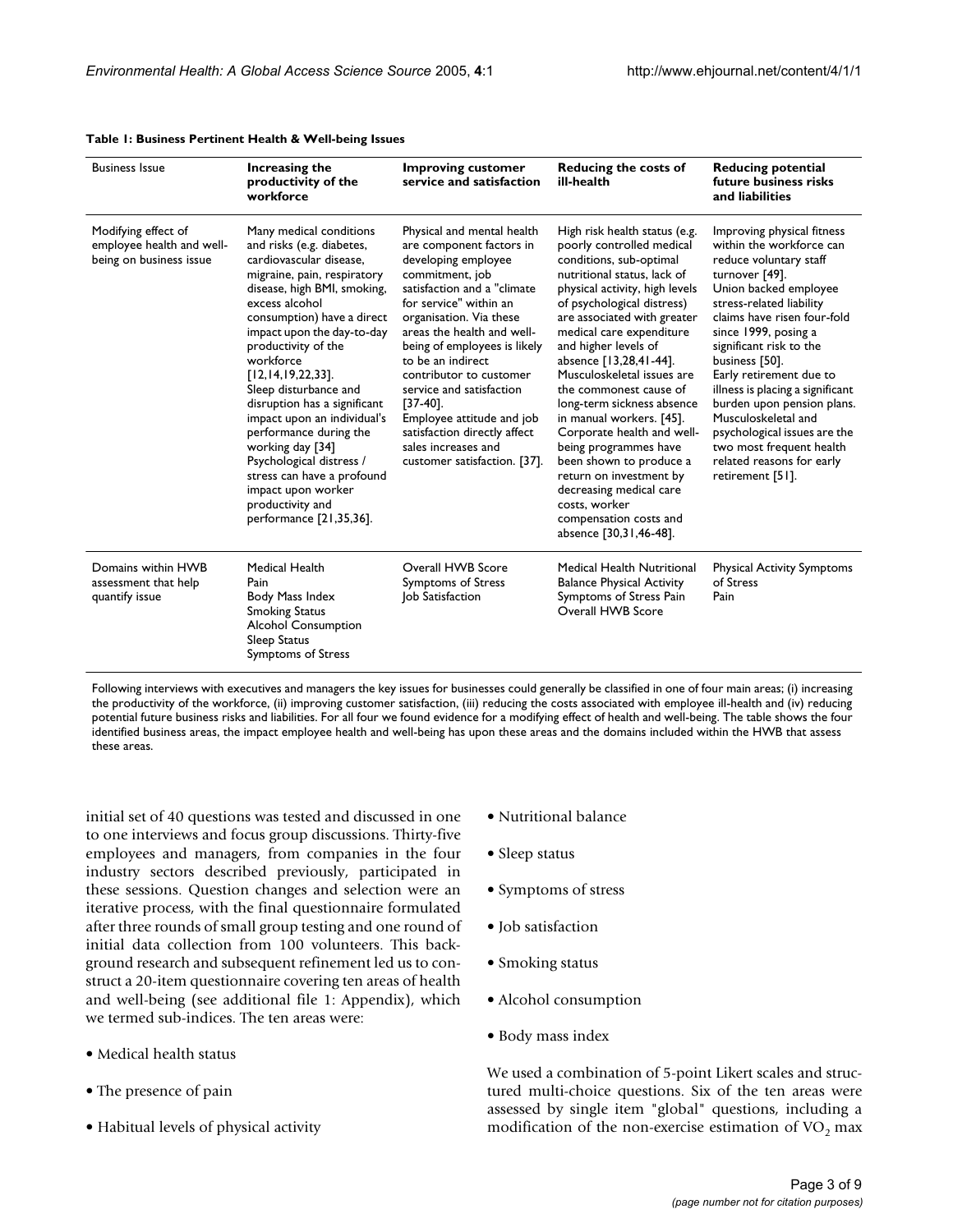**Table 1: Business Pertinent Health & Well-being Issues**

| Business Issue | Increasing the productivity of the workforce | Improving customer service and satisfaction | Reducing the costs of ill-health | Reducing potential future business risks and liabilities |
|---|---|---|---|---|
| Modifying effect of employee health and well-being on business issue | Many medical conditions and risks (e.g. diabetes, cardiovascular disease, migraine, pain, respiratory disease, high BMI, smoking, excess alcohol consumption) have a direct impact upon the day-to-day productivity of the workforce [12,14,19,22,33]. Sleep disturbance and disruption has a significant impact upon an individual's performance during the working day [34] Psychological distress / stress can have a profound impact upon worker productivity and performance [21,35,36]. | Physical and mental health are component factors in developing employee commitment, job satisfaction and a "climate for service" within an organisation. Via these areas the health and well-being of employees is likely to be an indirect contributor to customer service and satisfaction [37-40]. Employee attitude and job satisfaction directly affect sales increases and customer satisfaction. [37]. | High risk health status (e.g. poorly controlled medical conditions, sub-optimal nutritional status, lack of physical activity, high levels of psychological distress) are associated with greater medical care expenditure and higher levels of absence [13,28,41-44]. Musculoskeletal issues are the commonest cause of long-term sickness absence in manual workers. [45]. Corporate health and well-being programmes have been shown to produce a return on investment by decreasing medical care costs, worker compensation costs and absence [30,31,46-48]. | Improving physical fitness within the workforce can reduce voluntary staff turnover [49]. Union backed employee stress-related liability claims have risen four-fold since 1999, posing a significant risk to the business [50]. Early retirement due to illness is placing a significant burden upon pension plans. Musculoskeletal and psychological issues are the two most frequent health related reasons for early retirement [51]. |
| Domains within HWB assessment that help quantify issue | Medical Health<br>Pain<br>Body Mass Index<br>Smoking Status<br>Alcohol Consumption<br>Sleep Status<br>Symptoms of Stress | Overall HWB Score<br>Symptoms of Stress<br>Job Satisfaction | Medical Health Nutritional Balance Physical Activity Symptoms of Stress Pain Overall HWB Score | Physical Activity Symptoms of Stress<br>Pain |

Following interviews with executives and managers the key issues for businesses could generally be classified in one of four main areas; (i) increasing the productivity of the workforce, (ii) improving customer satisfaction, (iii) reducing the costs associated with employee ill-health and (iv) reducing potential future business risks and liabilities. For all four we found evidence for a modifying effect of health and well-being. The table shows the four identified business areas, the impact employee health and well-being has upon these areas and the domains included within the HWB that assess these areas.

initial set of 40 questions was tested and discussed in one to one interviews and focus group discussions. Thirty-five employees and managers, from companies in the four industry sectors described previously, participated in these sessions. Question changes and selection were an iterative process, with the final questionnaire formulated after three rounds of small group testing and one round of initial data collection from 100 volunteers. This background research and subsequent refinement led us to construct a 20-item questionnaire covering ten areas of health and well-being (see additional file 1: Appendix), which we termed sub-indices. The ten areas were:

- Medical health status
- The presence of pain
- Habitual levels of physical activity
- Nutritional balance
- Sleep status
- Symptoms of stress
- Job satisfaction
- Smoking status
- Alcohol consumption
- Body mass index

We used a combination of 5-point Likert scales and structured multi-choice questions. Six of the ten areas were assessed by single item "global" questions, including a modification of the non-exercise estimation of $VO_2$ max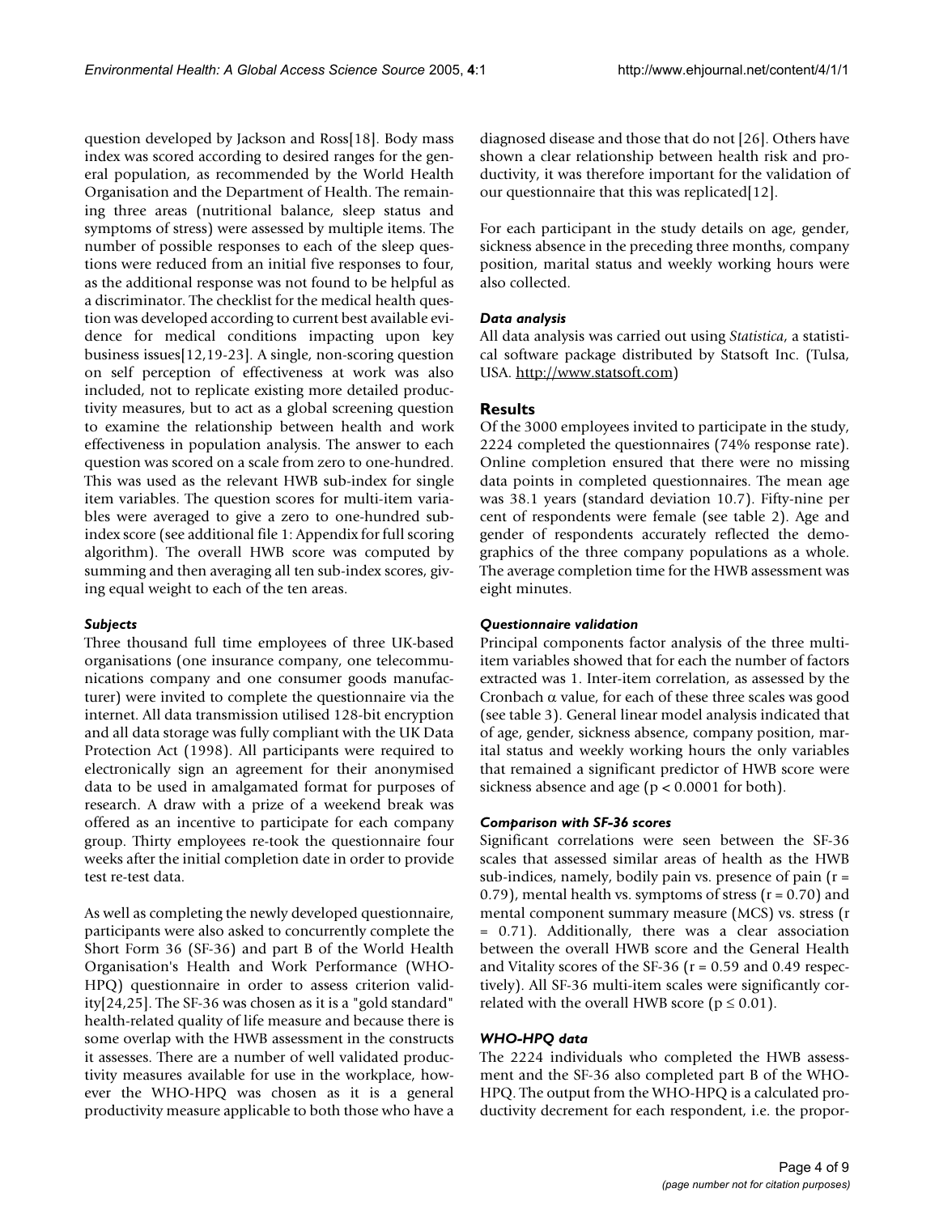question developed by Jackson and Ross[18]. Body mass index was scored according to desired ranges for the general population, as recommended by the World Health Organisation and the Department of Health. The remaining three areas (nutritional balance, sleep status and symptoms of stress) were assessed by multiple items. The number of possible responses to each of the sleep questions were reduced from an initial five responses to four, as the additional response was not found to be helpful as a discriminator. The checklist for the medical health question was developed according to current best available evidence for medical conditions impacting upon key business issues[12,19-23]. A single, non-scoring question on self perception of effectiveness at work was also included, not to replicate existing more detailed productivity measures, but to act as a global screening question to examine the relationship between health and work effectiveness in population analysis. The answer to each question was scored on a scale from zero to one-hundred. This was used as the relevant HWB sub-index for single item variables. The question scores for multi-item variables were averaged to give a zero to one-hundred sub-index score (see additional file 1: Appendix for full scoring algorithm). The overall HWB score was computed by summing and then averaging all ten sub-index scores, giving equal weight to each of the ten areas.

### *Subjects*

Three thousand full time employees of three UK-based organisations (one insurance company, one telecommunications company and one consumer goods manufacturer) were invited to complete the questionnaire via the internet. All data transmission utilised 128-bit encryption and all data storage was fully compliant with the UK Data Protection Act (1998). All participants were required to electronically sign an agreement for their anonymised data to be used in amalgamated format for purposes of research. A draw with a prize of a weekend break was offered as an incentive to participate for each company group. Thirty employees re-took the questionnaire four weeks after the initial completion date in order to provide test re-test data.

As well as completing the newly developed questionnaire, participants were also asked to concurrently complete the Short Form 36 (SF-36) and part B of the World Health Organisation's Health and Work Performance (WHO-HPQ) questionnaire in order to assess criterion validity[24,25]. The SF-36 was chosen as it is a "gold standard" health-related quality of life measure and because there is some overlap with the HWB assessment in the constructs it assesses. There are a number of well validated productivity measures available for use in the workplace, however the WHO-HPQ was chosen as it is a general productivity measure applicable to both those who have a diagnosed disease and those that do not [26]. Others have shown a clear relationship between health risk and productivity, it was therefore important for the validation of our questionnaire that this was replicated[12].

For each participant in the study details on age, gender, sickness absence in the preceding three months, company position, marital status and weekly working hours were also collected.

### *Data analysis*

All data analysis was carried out using *Statistica*, a statistical software package distributed by Statsoft Inc. (Tulsa, USA. http://www.statsoft.com)

## Results

Of the 3000 employees invited to participate in the study, 2224 completed the questionnaires (74% response rate). Online completion ensured that there were no missing data points in completed questionnaires. The mean age was 38.1 years (standard deviation 10.7). Fifty-nine per cent of respondents were female (see table 2). Age and gender of respondents accurately reflected the demographics of the three company populations as a whole. The average completion time for the HWB assessment was eight minutes.

### *Questionnaire validation*

Principal components factor analysis of the three multi-item variables showed that for each the number of factors extracted was 1. Inter-item correlation, as assessed by the Cronbach $\alpha$ value, for each of these three scales was good (see table 3). General linear model analysis indicated that of age, gender, sickness absence, company position, marital status and weekly working hours the only variables that remained a significant predictor of HWB score were sickness absence and age ($p < 0.0001$ for both).

### *Comparison with SF-36 scores*

Significant correlations were seen between the SF-36 scales that assessed similar areas of health as the HWB sub-indices, namely, bodily pain vs. presence of pain ($r = 0.79$), mental health vs. symptoms of stress ($r = 0.70$) and mental component summary measure (MCS) vs. stress ($r = 0.71$). Additionally, there was a clear association between the overall HWB score and the General Health and Vitality scores of the SF-36 ($r = 0.59$ and 0.49 respectively). All SF-36 multi-item scales were significantly correlated with the overall HWB score ($p \leq 0.01$).

### *WHO-HPQ data*

The 2224 individuals who completed the HWB assessment and the SF-36 also completed part B of the WHO-HPQ. The output from the WHO-HPQ is a calculated productivity decrement for each respondent, i.e. the propor-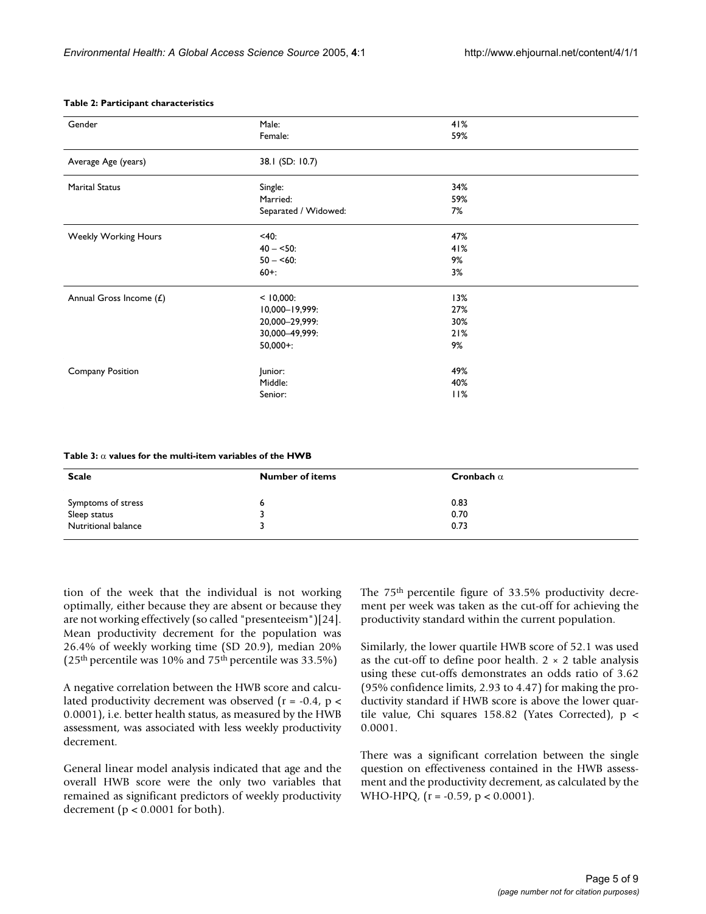**Table 2: Participant characteristics**

| | | |
|---|---|---|
| Gender | Male: | 41% |
| | Female: | 59% |
| Average Age (years) | 38.1 (SD: 10.7) | |
| Marital Status | Single: | 34% |
| | Married: | 59% |
| | Separated / Widowed: | 7% |
| Weekly Working Hours | <40: | 47% |
| | 40 – <50: | 41% |
| | 50 – <60: | 9% |
| | 60+: | 3% |
| Annual Gross Income (£) | < 10,000: | 13% |
| | 10,000–19,999: | 27% |
| | 20,000–29,999: | 30% |
| | 30,000–49,999: | 21% |
| | 50,000+: | 9% |
| Company Position | Junior: | 49% |
| | Middle: | 40% |
| | Senior: | 11% |

**Table 3: $\alpha$ values for the multi-item variables of the HWB**

| Scale | Number of items | Cronbach $\alpha$ |
|---|---|---|
| Symptoms of stress | 6 | 0.83 |
| Sleep status | 3 | 0.70 |
| Nutritional balance | 3 | 0.73 |

tion of the week that the individual is not working optimally, either because they are absent or because they are not working effectively (so called "presenteeism")[24]. Mean productivity decrement for the population was 26.4% of weekly working time (SD 20.9), median 20% (25th percentile was 10% and 75th percentile was 33.5%)

A negative correlation between the HWB score and calculated productivity decrement was observed ($r = -0.4$, $p < 0.0001$), i.e. better health status, as measured by the HWB assessment, was associated with less weekly productivity decrement.

General linear model analysis indicated that age and the overall HWB score were the only two variables that remained as significant predictors of weekly productivity decrement ($p < 0.0001$ for both).

The 75th percentile figure of 33.5% productivity decrement per week was taken as the cut-off for achieving the productivity standard within the current population.

Similarly, the lower quartile HWB score of 52.1 was used as the cut-off to define poor health. $2 \times 2$ table analysis using these cut-offs demonstrates an odds ratio of 3.62 (95% confidence limits, 2.93 to 4.47) for making the productivity standard if HWB score is above the lower quartile value, Chi squares 158.82 (Yates Corrected), $p < 0.0001$.

There was a significant correlation between the single question on effectiveness contained in the HWB assessment and the productivity decrement, as calculated by the WHO-HPQ, ($r = -0.59$, $p < 0.0001$).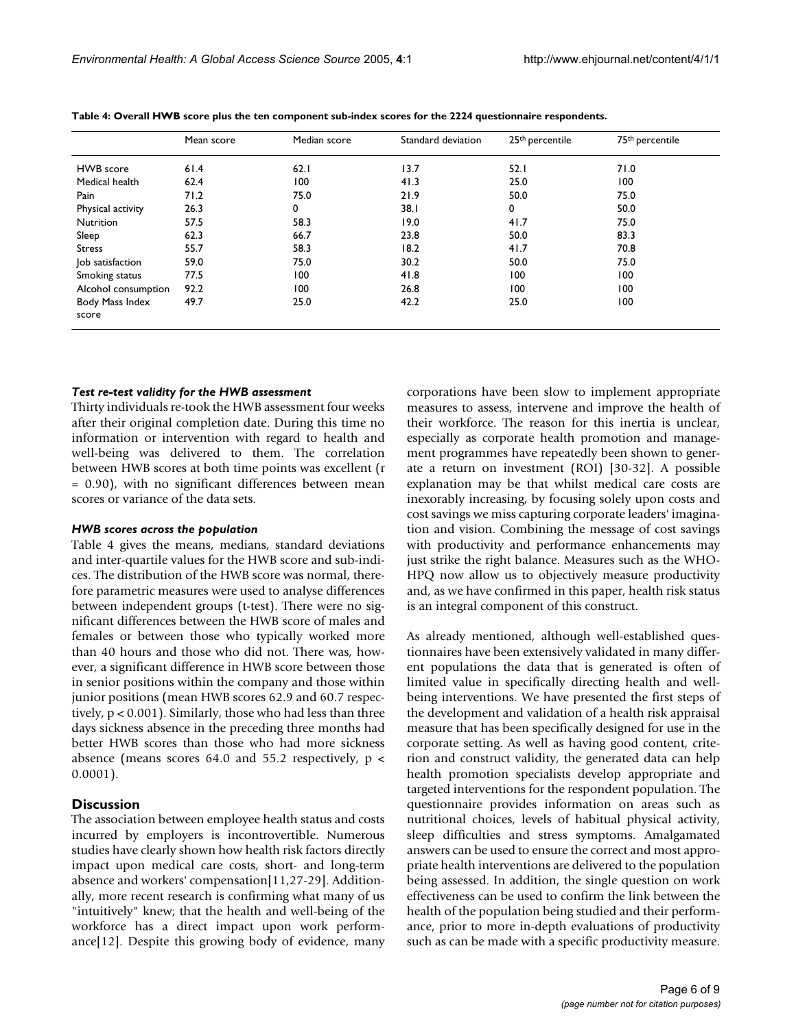**Table 4: Overall HWB score plus the ten component sub-index scores for the 2224 questionnaire respondents.**

| | Mean score | Median score | Standard deviation | 25th percentile | 75th percentile |
|---|---|---|---|---|---|
| HWB score | 61.4 | 62.1 | 13.7 | 52.1 | 71.0 |
| Medical health | 62.4 | 100 | 41.3 | 25.0 | 100 |
| Pain | 71.2 | 75.0 | 21.9 | 50.0 | 75.0 |
| Physical activity | 26.3 | 0 | 38.1 | 0 | 50.0 |
| Nutrition | 57.5 | 58.3 | 19.0 | 41.7 | 75.0 |
| Sleep | 62.3 | 66.7 | 23.8 | 50.0 | 83.3 |
| Stress | 55.7 | 58.3 | 18.2 | 41.7 | 70.8 |
| Job satisfaction | 59.0 | 75.0 | 30.2 | 50.0 | 75.0 |
| Smoking status | 77.5 | 100 | 41.8 | 100 | 100 |
| Alcohol consumption | 92.2 | 100 | 26.8 | 100 | 100 |
| Body Mass Index score | 49.7 | 25.0 | 42.2 | 25.0 | 100 |

#### *Test re-test validity for the HWB assessment*

Thirty individuals re-took the HWB assessment four weeks after their original completion date. During this time no information or intervention with regard to health and well-being was delivered to them. The correlation between HWB scores at both time points was excellent ($r = 0.90$), with no significant differences between mean scores or variance of the data sets.

#### *HWB scores across the population*

Table 4 gives the means, medians, standard deviations and inter-quartile values for the HWB score and sub-indices. The distribution of the HWB score was normal, therefore parametric measures were used to analyse differences between independent groups (t-test). There were no significant differences between the HWB score of males and females or between those who typically worked more than 40 hours and those who did not. There was, however, a significant difference in HWB score between those in senior positions within the company and those within junior positions (mean HWB scores 62.9 and 60.7 respectively, $p < 0.001$). Similarly, those who had less than three days sickness absence in the preceding three months had better HWB scores than those who had more sickness absence (means scores 64.0 and 55.2 respectively, $p < 0.0001$).

## Discussion

The association between employee health status and costs incurred by employers is incontrovertible. Numerous studies have clearly shown how health risk factors directly impact upon medical care costs, short- and long-term absence and workers' compensation[11,27-29]. Additionally, more recent research is confirming what many of us "intuitively" knew; that the health and well-being of the workforce has a direct impact upon work performance[12]. Despite this growing body of evidence, many corporations have been slow to implement appropriate measures to assess, intervene and improve the health of their workforce. The reason for this inertia is unclear, especially as corporate health promotion and management programmes have repeatedly been shown to generate a return on investment (ROI) [30-32]. A possible explanation may be that whilst medical care costs are inexorably increasing, by focusing solely upon costs and cost savings we miss capturing corporate leaders' imagination and vision. Combining the message of cost savings with productivity and performance enhancements may just strike the right balance. Measures such as the WHO-HPQ now allow us to objectively measure productivity and, as we have confirmed in this paper, health risk status is an integral component of this construct.

As already mentioned, although well-established questionnaires have been extensively validated in many different populations the data that is generated is often of limited value in specifically directing health and well-being interventions. We have presented the first steps of the development and validation of a health risk appraisal measure that has been specifically designed for use in the corporate setting. As well as having good content, criterion and construct validity, the generated data can help health promotion specialists develop appropriate and targeted interventions for the respondent population. The questionnaire provides information on areas such as nutritional choices, levels of habitual physical activity, sleep difficulties and stress symptoms. Amalgamated answers can be used to ensure the correct and most appropriate health interventions are delivered to the population being assessed. In addition, the single question on work effectiveness can be used to confirm the link between the health of the population being studied and their performance, prior to more in-depth evaluations of productivity such as can be made with a specific productivity measure.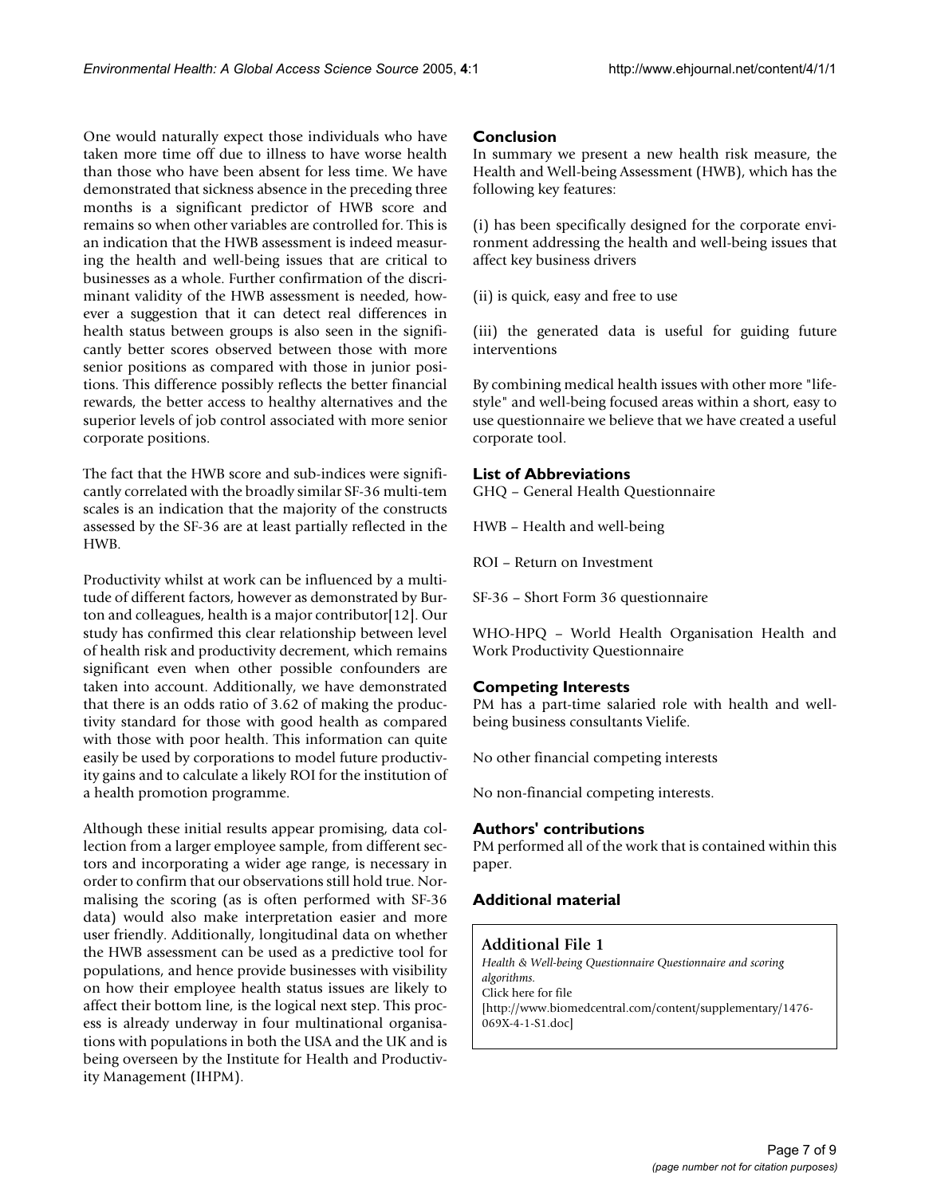One would naturally expect those individuals who have taken more time off due to illness to have worse health than those who have been absent for less time. We have demonstrated that sickness absence in the preceding three months is a significant predictor of HWB score and remains so when other variables are controlled for. This is an indication that the HWB assessment is indeed measuring the health and well-being issues that are critical to businesses as a whole. Further confirmation of the discriminant validity of the HWB assessment is needed, however a suggestion that it can detect real differences in health status between groups is also seen in the significantly better scores observed between those with more senior positions as compared with those in junior positions. This difference possibly reflects the better financial rewards, the better access to healthy alternatives and the superior levels of job control associated with more senior corporate positions.

The fact that the HWB score and sub-indices were significantly correlated with the broadly similar SF-36 multi-tem scales is an indication that the majority of the constructs assessed by the SF-36 are at least partially reflected in the HWB.

Productivity whilst at work can be influenced by a multitude of different factors, however as demonstrated by Burton and colleagues, health is a major contributor[12]. Our study has confirmed this clear relationship between level of health risk and productivity decrement, which remains significant even when other possible confounders are taken into account. Additionally, we have demonstrated that there is an odds ratio of 3.62 of making the productivity standard for those with good health as compared with those with poor health. This information can quite easily be used by corporations to model future productivity gains and to calculate a likely ROI for the institution of a health promotion programme.

Although these initial results appear promising, data collection from a larger employee sample, from different sectors and incorporating a wider age range, is necessary in order to confirm that our observations still hold true. Normalising the scoring (as is often performed with SF-36 data) would also make interpretation easier and more user friendly. Additionally, longitudinal data on whether the HWB assessment can be used as a predictive tool for populations, and hence provide businesses with visibility on how their employee health status issues are likely to affect their bottom line, is the logical next step. This process is already underway in four multinational organisations with populations in both the USA and the UK and is being overseen by the Institute for Health and Productivity Management (IHPM).

## Conclusion

In summary we present a new health risk measure, the Health and Well-being Assessment (HWB), which has the following key features:

(i) has been specifically designed for the corporate environment addressing the health and well-being issues that affect key business drivers

(ii) is quick, easy and free to use

(iii) the generated data is useful for guiding future interventions

By combining medical health issues with other more "lifestyle" and well-being focused areas within a short, easy to use questionnaire we believe that we have created a useful corporate tool.

## List of Abbreviations

GHQ – General Health Questionnaire

HWB – Health and well-being

ROI – Return on Investment

SF-36 – Short Form 36 questionnaire

WHO-HPQ – World Health Organisation Health and Work Productivity Questionnaire

## Competing Interests

PM has a part-time salaried role with health and well-being business consultants Vielife.

No other financial competing interests

No non-financial competing interests.

## Authors' contributions

PM performed all of the work that is contained within this paper.

## Additional material

**Additional File 1**

*Health & Well-being Questionnaire Questionnaire and scoring algorithms.*

Click here for file

[http://www.biomedcentral.com/content/supplementary/1476-069X-4-1-S1.doc]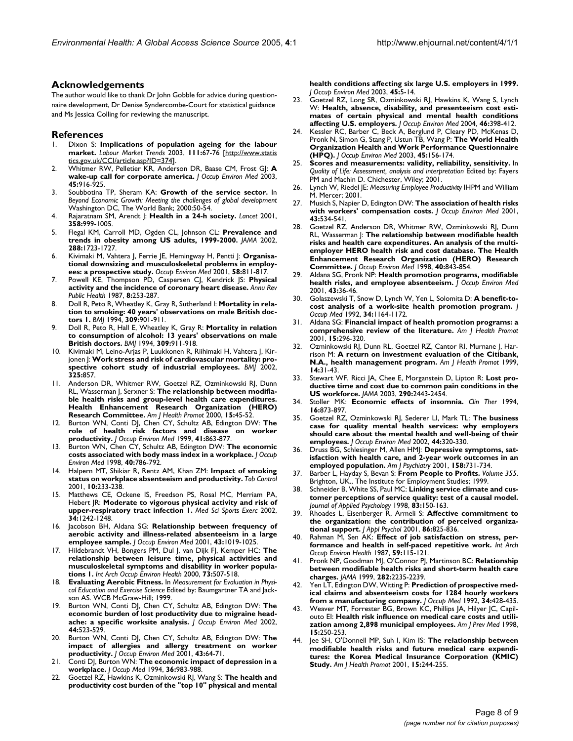## Acknowledgements

The author would like to thank Dr John Gobble for advice during questionnaire development, Dr Denise Syndercombe-Court for statistical guidance and Ms Jessica Colling for reviewing the manuscript.

## References

1. Dixon S: **Implications of population ageing for the labour market.** *Labour Market Trends* 2003, **111:**67-76 [http://www.statistics.gov.uk/CCI/article.asp?ID=374].
2. Whitmer RW, Pelletier KR, Anderson DR, Baase CM, Frost GJ: **A wake-up call for corporate america.** *J Occup Environ Med* 2003, **45:**916-925.
3. Soubbotina TP, Sheram KA: **Growth of the service sector.** In *Beyond Economic Growth: Meeting the challenges of global development* Washington DC, The World Bank; 2000:50-54.
4. Rajaratnam SM, Arendt J: **Health in a 24-h society.** *Lancet* 2001, **358:**999-1005.
5. Flegal KM, Carroll MD, Ogden CL, Johnson CL: **Prevalence and trends in obesity among US adults, 1999-2000.** *JAMA* 2002, **288:**1723-1727.
6. Kivimaki M, Vahtera J, Ferrie JE, Hemingway H, Pentti J: **Organisational downsizing and musculoskeletal problems in employees: a prospective study.** *Occup Environ Med* 2001, **58:**811-817.
7. Powell KE, Thompson PD, Caspersen CJ, Kendrick JS: **Physical activity and the incidence of coronary heart disease.** *Annu Rev Public Health* 1987, **8:**253-287.
8. Doll R, Peto R, Wheatley K, Gray R, Sutherland I: **Mortality in relation to smoking: 40 years' observations on male British doctors 1.** *BMJ* 1994, **309:**901-911.
9. Doll R, Peto R, Hall E, Wheatley K, Gray R: **Mortality in relation to consumption of alcohol: 13 years' observations on male British doctors.** *BMJ* 1994, **309:**911-918.
10. Kivimaki M, Leino-Arjas P, Luukkonen R, Riihimaki H, Vahtera J, Kirjonen J: **Work stress and risk of cardiovascular mortality: prospective cohort study of industrial employees.** *BMJ* 2002, **325:**857.
11. Anderson DR, Whitmer RW, Goetzel RZ, Ozminkowski RJ, Dunn RL, Wasserman J, Serxner S: **The relationship between modifiable health risks and group-level health care expenditures. Health Enhancement Research Organization (HERO) Research Committee.** *Am J Health Promot* 2000, **15:**45-52.
12. Burton WN, Conti DJ, Chen CY, Schultz AB, Edington DW: **The role of health risk factors and disease on worker productivity.** *J Occup Environ Med* 1999, **41:**863-877.
13. Burton WN, Chen CY, Schultz AB, Edington DW: **The economic costs associated with body mass index in a workplace.** *J Occup Environ Med* 1998, **40:**786-792.
14. Halpern MT, Shikiar R, Rentz AM, Khan ZM: **Impact of smoking status on workplace absenteeism and productivity.** *Tob Control* 2001, **10:**233-238.
15. Matthews CE, Ockene IS, Freedson PS, Rosal MC, Merriam PA, Hebert JR: **Moderate to vigorous physical activity and risk of upper-respiratory tract infection 1.** *Med Sci Sports Exerc* 2002, **34:**1242-1248.
16. Jacobson BH, Aldana SG: **Relationship between frequency of aerobic activity and illness-related absenteeism in a large employee sample.** *J Occup Environ Med* 2001, **43:**1019-1025.
17. Hildebrandt VH, Bongers PM, Dul J, van Dijk FJ, Kemper HC: **The relationship between leisure time, physical activities and musculoskeletal symptoms and disability in worker populations 1.** *Int Arch Occup Environ Health* 2000, **73:**507-518.
18. **Evaluating Aerobic Fitness.** In *Measurement for Evaluation in Physical Education and Exercise Science* Edited by: Baumgartner TA and Jackson AS. WCB McGraw-Hill; 1999.
19. Burton WN, Conti DJ, Chen CY, Schultz AB, Edington DW: **The economic burden of lost productivity due to migraine headache: a specific worksite analysis.** *J Occup Environ Med* 2002, **44:**523-529.
20. Burton WN, Conti DJ, Chen CY, Schultz AB, Edington DW: **The impact of allergies and allergy treatment on worker productivity.** *J Occup Environ Med* 2001, **43:**64-71.
21. Conti DJ, Burton WN: **The economic impact of depression in a workplace.** *J Occup Med* 1994, **36:**983-988.
22. Goetzel RZ, Hawkins K, Ozminkowski RJ, Wang S: **The health and productivity cost burden of the "top 10" physical and mental health conditions affecting six large U.S. employers in 1999.** *J Occup Environ Med* 2003, **45:**5-14.
23. Goetzel RZ, Long SR, Ozminkowski RJ, Hawkins K, Wang S, Lynch W: **Health, absence, disability, and presenteeism cost estimates of certain physical and mental health conditions affecting U.S. employers.** *J Occup Environ Med* 2004, **46:**398-412.
24. Kessler RC, Barber C, Beck A, Berglund P, Cleary PD, McKenas D, Pronk N, Simon G, Stang P, Ustun TB, Wang P: **The World Health Organization Health and Work Performance Questionnaire (HPQ).** *J Occup Environ Med* 2003, **45:**156-174.
25. **Scores and measurements: validity, reliability, sensitivity.** In *Quality of Life: Assessment, analysis and interpretation* Edited by: Fayers PM and Machin D. Chichester, Wiley; 2001.
26. Lynch W, Riedel JE: *Measuring Employee Productivity* IHPM and William M. Mercer; 2001.
27. Musich S, Napier D, Edington DW: **The association of health risks with workers' compensation costs.** *J Occup Environ Med* 2001, **43:**534-541.
28. Goetzel RZ, Anderson DR, Whitmer RW, Ozminkowski RJ, Dunn RL, Wasserman J: **The relationship between modifiable health risks and health care expenditures. An analysis of the multi-employer HERO health risk and cost database. The Health Enhancement Research Organization (HERO) Research Committee.** *J Occup Environ Med* 1998, **40:**843-854.
29. Aldana SG, Pronk NP: **Health promotion programs, modifiable health risks, and employee absenteeism.** *J Occup Environ Med* 2001, **43:**36-46.
30. Golaszewski T, Snow D, Lynch W, Yen L, Solomita D: **A benefit-to-cost analysis of a work-site health promotion program.** *J Occup Med* 1992, **34:**1164-1172.
31. Aldana SG: **Financial impact of health promotion programs: a comprehensive review of the literature.** *Am J Health Promot* 2001, **15:**296-320.
32. Ozminkowski RJ, Dunn RL, Goetzel RZ, Cantor RI, Murnane J, Harrison M: **A return on investment evaluation of the Citibank, N.A., health management program.** *Am J Health Promot* 1999, **14:**31-43.
33. Stewart WF, Ricci JA, Chee E, Morganstein D, Lipton R: **Lost productive time and cost due to common pain conditions in the US workforce.** *JAMA* 2003, **290:**2443-2454.
34. Stoller MK: **Economic effects of insomnia.** *Clin Ther* 1994, **16:**873-897.
35. Goetzel RZ, Ozminkowski RJ, Sederer LI, Mark TL: **The business case for quality mental health services: why employers should care about the mental health and well-being of their employees.** *J Occup Environ Med* 2002, **44:**320-330.
36. Druss BG, Schlesinger M, Allen HMJ: **Depressive symptoms, satisfaction with health care, and 2-year work outcomes in an employed population.** *Am J Psychiatry* 2001, **158:**731-734.
37. Barber L, Hayday S, Bevan S: **From People to Profits.** *Volume 355*. Brighton, UK., The Institute for Employment Studies; 1999.
38. Schneider B, White SS, Paul MC: **Linking service climate and customer perceptions of service quality: test of a causal model.** *Journal of Applied Psychology* 1998, **83:**150-163.
39. Rhoades L, Eisenberger R, Armeli S: **Affective commitment to the organization: the contribution of perceived organizational support.** *J Appl Psychol* 2001, **86:**825-836.
40. Rahman M, Sen AK: **Effect of job satisfaction on stress, performance and health in self-paced repetitive work.** *Int Arch Occup Environ Health* 1987, **59:**115-121.
41. Pronk NP, Goodman MJ, O'Connor PJ, Martinson BC: **Relationship between modifiable health risks and short-term health care charges.** *JAMA* 1999, **282:**2235-2239.
42. Yen LT, Edington DW, Witting P: **Prediction of prospective medical claims and absenteeism costs for 1284 hourly workers from a manufacturing company.** *J Occup Med* 1992, **34:**428-435.
43. Weaver MT, Forrester BG, Brown KC, Phillips JA, Hilyer JC, Capilouto EI: **Health risk influence on medical care costs and utilization among 2,898 municipal employees.** *Am J Prev Med* 1998, **15:**250-253.
44. Jee SH, O'Donnell MP, Suh I, Kim IS: **The relationship between modifiable health risks and future medical care expenditures: the Korea Medical Insurance Corporation (KMIC) Study.** *Am J Health Promot* 2001, **15:**244-255.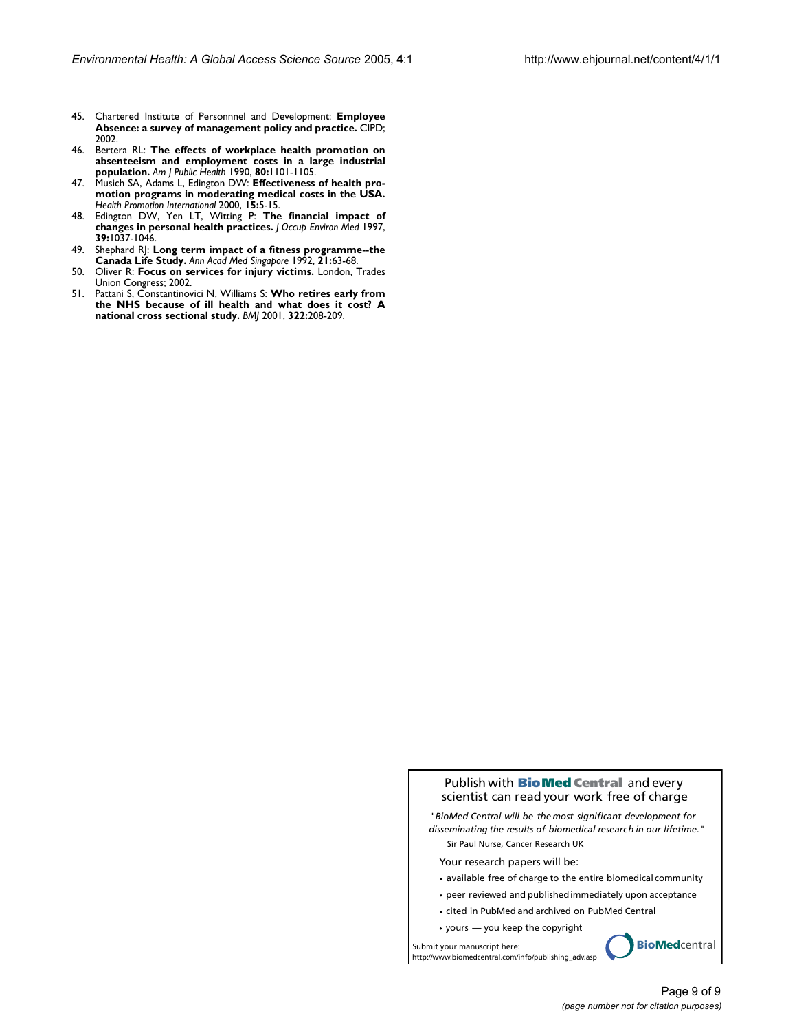45. Chartered Institute of Personnnel and Development: **Employee Absence: a survey of management policy and practice.** CIPD; 2002.
46. Bertera RL: **The effects of workplace health promotion on absenteeism and employment costs in a large industrial population.** *Am J Public Health* 1990, **80:**1101-1105.
47. Musich SA, Adams L, Edington DW: **Effectiveness of health promotion programs in moderating medical costs in the USA.** *Health Promotion International* 2000, **15:**5-15.
48. Edington DW, Yen LT, Witting P: **The financial impact of changes in personal health practices.** *J Occup Environ Med* 1997, **39:**1037-1046.
49. Shephard RJ: **Long term impact of a fitness programme--the Canada Life Study.** *Ann Acad Med Singapore* 1992, **21:**63-68.
50. Oliver R: **Focus on services for injury victims.** London, Trades Union Congress; 2002.
51. Pattani S, Constantinovici N, Williams S: **Who retires early from the NHS because of ill health and what does it cost? A national cross sectional study.** *BMJ* 2001, **322:**208-209.

Publish with **BioMed Central** and every scientist can read your work free of charge

*"BioMed Central will be the most significant development for disseminating the results of biomedical research in our lifetime."*

Sir Paul Nurse, Cancer Research UK

Your research papers will be:

- available free of charge to the entire biomedical community
- peer reviewed and published immediately upon acceptance
- cited in PubMed and archived on PubMed Central
- yours — you keep the copyright

Submit your manuscript here:
http://www.biomedcentral.com/info/publishing_adv.asp

**BioMed**central